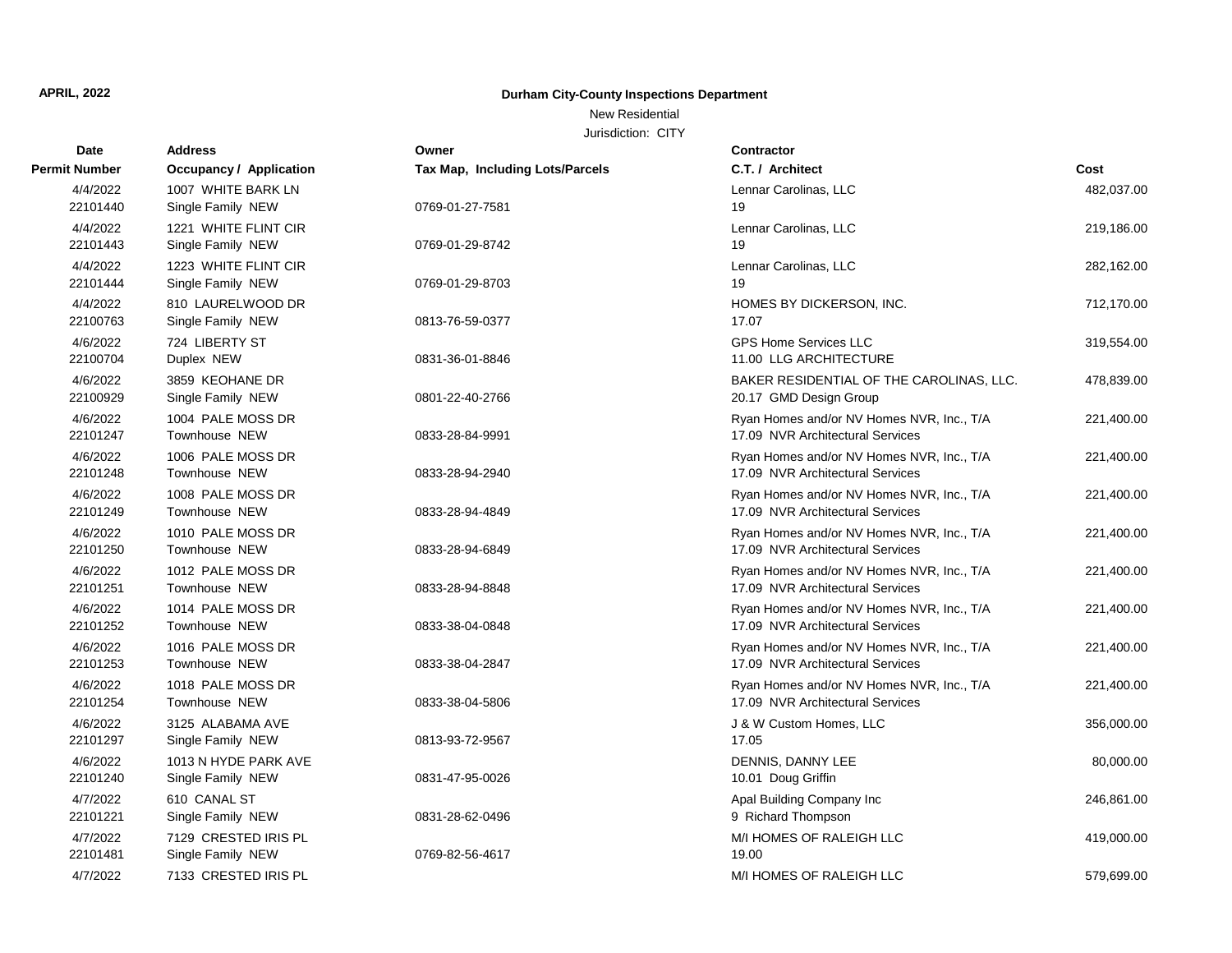**APRIL, 2022**

**Durham City-County Inspections Department**

New Residential

Jurisdiction: CITY

| Date<br>Permit Number | Address<br>Occupancy / Application | Owner<br>Tax Map, Including Lots/Parcels | Contractor<br>C.T. / Architect | Cost |
|---|---|---|---|---|
| 4/4/2022<br>22101440 | 1007 WHITE BARK LN<br>Single Family NEW | 0769-01-27-7581 | Lennar Carolinas, LLC<br>19 | 482,037.00 |
| 4/4/2022<br>22101443 | 1221 WHITE FLINT CIR<br>Single Family NEW | 0769-01-29-8742 | Lennar Carolinas, LLC<br>19 | 219,186.00 |
| 4/4/2022<br>22101444 | 1223 WHITE FLINT CIR<br>Single Family NEW | 0769-01-29-8703 | Lennar Carolinas, LLC<br>19 | 282,162.00 |
| 4/4/2022<br>22100763 | 810 LAURELWOOD DR<br>Single Family NEW | 0813-76-59-0377 | HOMES BY DICKERSON, INC.<br>17.07 | 712,170.00 |
| 4/6/2022<br>22100704 | 724 LIBERTY ST<br>Duplex NEW | 0831-36-01-8846 | GPS Home Services LLC<br>11.00 LLG ARCHITECTURE | 319,554.00 |
| 4/6/2022<br>22100929 | 3859 KEOHANE DR<br>Single Family NEW | 0801-22-40-2766 | BAKER RESIDENTIAL OF THE CAROLINAS, LLC.<br>20.17 GMD Design Group | 478,839.00 |
| 4/6/2022<br>22101247 | 1004 PALE MOSS DR<br>Townhouse NEW | 0833-28-84-9991 | Ryan Homes and/or NV Homes NVR, Inc., T/A<br>17.09 NVR Architectural Services | 221,400.00 |
| 4/6/2022<br>22101248 | 1006 PALE MOSS DR<br>Townhouse NEW | 0833-28-94-2940 | Ryan Homes and/or NV Homes NVR, Inc., T/A<br>17.09 NVR Architectural Services | 221,400.00 |
| 4/6/2022<br>22101249 | 1008 PALE MOSS DR<br>Townhouse NEW | 0833-28-94-4849 | Ryan Homes and/or NV Homes NVR, Inc., T/A<br>17.09 NVR Architectural Services | 221,400.00 |
| 4/6/2022<br>22101250 | 1010 PALE MOSS DR<br>Townhouse NEW | 0833-28-94-6849 | Ryan Homes and/or NV Homes NVR, Inc., T/A<br>17.09 NVR Architectural Services | 221,400.00 |
| 4/6/2022<br>22101251 | 1012 PALE MOSS DR<br>Townhouse NEW | 0833-28-94-8848 | Ryan Homes and/or NV Homes NVR, Inc., T/A<br>17.09 NVR Architectural Services | 221,400.00 |
| 4/6/2022<br>22101252 | 1014 PALE MOSS DR<br>Townhouse NEW | 0833-38-04-0848 | Ryan Homes and/or NV Homes NVR, Inc., T/A<br>17.09 NVR Architectural Services | 221,400.00 |
| 4/6/2022<br>22101253 | 1016 PALE MOSS DR<br>Townhouse NEW | 0833-38-04-2847 | Ryan Homes and/or NV Homes NVR, Inc., T/A<br>17.09 NVR Architectural Services | 221,400.00 |
| 4/6/2022<br>22101254 | 1018 PALE MOSS DR<br>Townhouse NEW | 0833-38-04-5806 | Ryan Homes and/or NV Homes NVR, Inc., T/A<br>17.09 NVR Architectural Services | 221,400.00 |
| 4/6/2022<br>22101297 | 3125 ALABAMA AVE<br>Single Family NEW | 0813-93-72-9567 | J & W Custom Homes, LLC<br>17.05 | 356,000.00 |
| 4/6/2022<br>22101240 | 1013 N HYDE PARK AVE<br>Single Family NEW | 0831-47-95-0026 | DENNIS, DANNY LEE<br>10.01 Doug Griffin | 80,000.00 |
| 4/7/2022<br>22101221 | 610 CANAL ST<br>Single Family NEW | 0831-28-62-0496 | Apal Building Company Inc<br>9 Richard Thompson | 246,861.00 |
| 4/7/2022<br>22101481 | 7129 CRESTED IRIS PL<br>Single Family NEW | 0769-82-56-4617 | M/I HOMES OF RALEIGH LLC<br>19.00 | 419,000.00 |
| 4/7/2022 | 7133 CRESTED IRIS PL | | M/I HOMES OF RALEIGH LLC | 579,699.00 |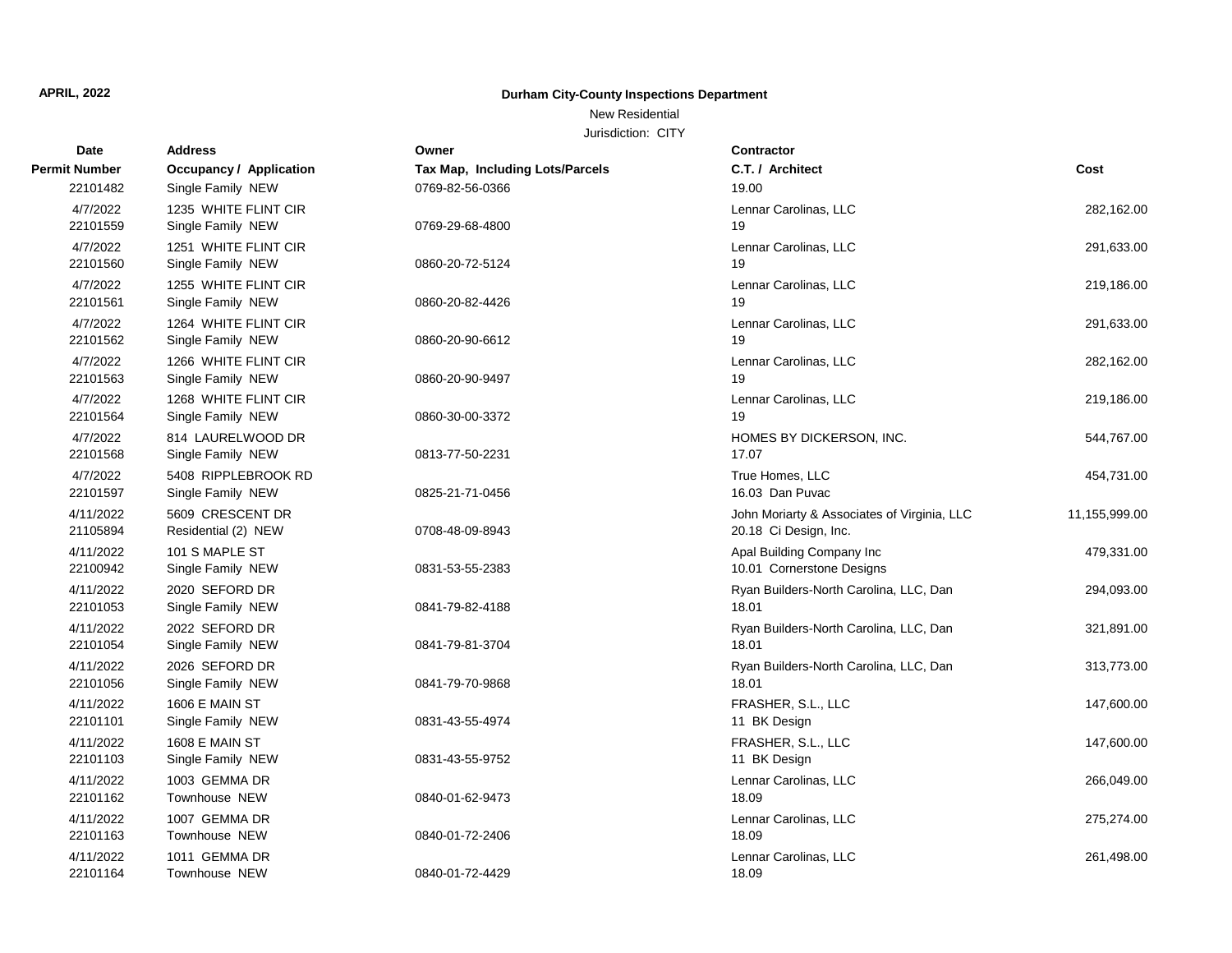**APRIL, 2022**

**Durham City-County Inspections Department**

New Residential

Jurisdiction: CITY

| Date<br>Permit Number | Address<br>Occupancy / Application | Owner<br>Tax Map, Including Lots/Parcels | Contractor<br>C.T. / Architect | Cost |
|---|---|---|---|---|
| 22101482 | Single Family NEW | 0769-82-56-0366 | 19.00 | |
| 4/7/2022 | 1235 WHITE FLINT CIR | | Lennar Carolinas, LLC | 282,162.00 |
| 22101559 | Single Family NEW | 0769-29-68-4800 | 19 | |
| 4/7/2022 | 1251 WHITE FLINT CIR | | Lennar Carolinas, LLC | 291,633.00 |
| 22101560 | Single Family NEW | 0860-20-72-5124 | 19 | |
| 4/7/2022 | 1255 WHITE FLINT CIR | | Lennar Carolinas, LLC | 219,186.00 |
| 22101561 | Single Family NEW | 0860-20-82-4426 | 19 | |
| 4/7/2022 | 1264 WHITE FLINT CIR | | Lennar Carolinas, LLC | 291,633.00 |
| 22101562 | Single Family NEW | 0860-20-90-6612 | 19 | |
| 4/7/2022 | 1266 WHITE FLINT CIR | | Lennar Carolinas, LLC | 282,162.00 |
| 22101563 | Single Family NEW | 0860-20-90-9497 | 19 | |
| 4/7/2022 | 1268 WHITE FLINT CIR | | Lennar Carolinas, LLC | 219,186.00 |
| 22101564 | Single Family NEW | 0860-30-00-3372 | 19 | |
| 4/7/2022 | 814 LAURELWOOD DR | | HOMES BY DICKERSON, INC. | 544,767.00 |
| 22101568 | Single Family NEW | 0813-77-50-2231 | 17.07 | |
| 4/7/2022 | 5408 RIPPLEBROOK RD | | True Homes, LLC | 454,731.00 |
| 22101597 | Single Family NEW | 0825-21-71-0456 | 16.03 Dan Puvac | |
| 4/11/2022 | 5609 CRESCENT DR | | John Moriarty & Associates of Virginia, LLC | 11,155,999.00 |
| 21105894 | Residential (2) NEW | 0708-48-09-8943 | 20.18 Ci Design, Inc. | |
| 4/11/2022 | 101 S MAPLE ST | | Apal Building Company Inc | 479,331.00 |
| 22100942 | Single Family NEW | 0831-53-55-2383 | 10.01 Cornerstone Designs | |
| 4/11/2022 | 2020 SEFORD DR | | Ryan Builders-North Carolina, LLC, Dan | 294,093.00 |
| 22101053 | Single Family NEW | 0841-79-82-4188 | 18.01 | |
| 4/11/2022 | 2022 SEFORD DR | | Ryan Builders-North Carolina, LLC, Dan | 321,891.00 |
| 22101054 | Single Family NEW | 0841-79-81-3704 | 18.01 | |
| 4/11/2022 | 2026 SEFORD DR | | Ryan Builders-North Carolina, LLC, Dan | 313,773.00 |
| 22101056 | Single Family NEW | 0841-79-70-9868 | 18.01 | |
| 4/11/2022 | 1606 E MAIN ST | | FRASHER, S.L., LLC | 147,600.00 |
| 22101101 | Single Family NEW | 0831-43-55-4974 | 11 BK Design | |
| 4/11/2022 | 1608 E MAIN ST | | FRASHER, S.L., LLC | 147,600.00 |
| 22101103 | Single Family NEW | 0831-43-55-9752 | 11 BK Design | |
| 4/11/2022 | 1003 GEMMA DR | | Lennar Carolinas, LLC | 266,049.00 |
| 22101162 | Townhouse NEW | 0840-01-62-9473 | 18.09 | |
| 4/11/2022 | 1007 GEMMA DR | | Lennar Carolinas, LLC | 275,274.00 |
| 22101163 | Townhouse NEW | 0840-01-72-2406 | 18.09 | |
| 4/11/2022 | 1011 GEMMA DR | | Lennar Carolinas, LLC | 261,498.00 |
| 22101164 | Townhouse NEW | 0840-01-72-4429 | 18.09 | |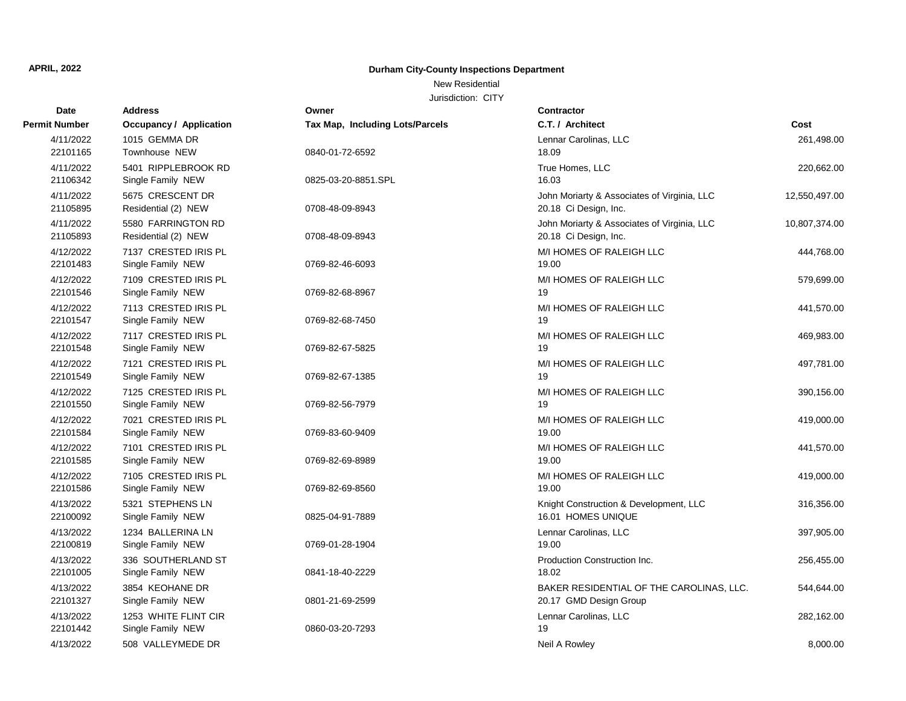**APRIL, 2022**

**Durham City-County Inspections Department**

New Residential

Jurisdiction: CITY

| Date<br>Permit Number | Address<br>Occupancy / Application | Owner<br>Tax Map, Including Lots/Parcels | Contractor<br>C.T. / Architect | Cost |
|---|---|---|---|---|
| 4/11/2022<br>22101165 | 1015 GEMMA DR<br>Townhouse NEW | 0840-01-72-6592 | Lennar Carolinas, LLC<br>18.09 | 261,498.00 |
| 4/11/2022<br>21106342 | 5401 RIPPLEBROOK RD<br>Single Family NEW | 0825-03-20-8851.SPL | True Homes, LLC<br>16.03 | 220,662.00 |
| 4/11/2022<br>21105895 | 5675 CRESCENT DR<br>Residential (2) NEW | 0708-48-09-8943 | John Moriarty & Associates of Virginia, LLC<br>20.18 Ci Design, Inc. | 12,550,497.00 |
| 4/11/2022<br>21105893 | 5580 FARRINGTON RD<br>Residential (2) NEW | 0708-48-09-8943 | John Moriarty & Associates of Virginia, LLC<br>20.18 Ci Design, Inc. | 10,807,374.00 |
| 4/12/2022<br>22101483 | 7137 CRESTED IRIS PL<br>Single Family NEW | 0769-82-46-6093 | M/I HOMES OF RALEIGH LLC<br>19.00 | 444,768.00 |
| 4/12/2022<br>22101546 | 7109 CRESTED IRIS PL<br>Single Family NEW | 0769-82-68-8967 | M/I HOMES OF RALEIGH LLC<br>19 | 579,699.00 |
| 4/12/2022<br>22101547 | 7113 CRESTED IRIS PL<br>Single Family NEW | 0769-82-68-7450 | M/I HOMES OF RALEIGH LLC<br>19 | 441,570.00 |
| 4/12/2022<br>22101548 | 7117 CRESTED IRIS PL<br>Single Family NEW | 0769-82-67-5825 | M/I HOMES OF RALEIGH LLC<br>19 | 469,983.00 |
| 4/12/2022<br>22101549 | 7121 CRESTED IRIS PL<br>Single Family NEW | 0769-82-67-1385 | M/I HOMES OF RALEIGH LLC<br>19 | 497,781.00 |
| 4/12/2022<br>22101550 | 7125 CRESTED IRIS PL<br>Single Family NEW | 0769-82-56-7979 | M/I HOMES OF RALEIGH LLC<br>19 | 390,156.00 |
| 4/12/2022<br>22101584 | 7021 CRESTED IRIS PL<br>Single Family NEW | 0769-83-60-9409 | M/I HOMES OF RALEIGH LLC<br>19.00 | 419,000.00 |
| 4/12/2022<br>22101585 | 7101 CRESTED IRIS PL<br>Single Family NEW | 0769-82-69-8989 | M/I HOMES OF RALEIGH LLC<br>19.00 | 441,570.00 |
| 4/12/2022<br>22101586 | 7105 CRESTED IRIS PL<br>Single Family NEW | 0769-82-69-8560 | M/I HOMES OF RALEIGH LLC<br>19.00 | 419,000.00 |
| 4/13/2022<br>22100092 | 5321 STEPHENS LN<br>Single Family NEW | 0825-04-91-7889 | Knight Construction & Development, LLC<br>16.01 HOMES UNIQUE | 316,356.00 |
| 4/13/2022<br>22100819 | 1234 BALLERINA LN<br>Single Family NEW | 0769-01-28-1904 | Lennar Carolinas, LLC<br>19.00 | 397,905.00 |
| 4/13/2022<br>22101005 | 336 SOUTHERLAND ST<br>Single Family NEW | 0841-18-40-2229 | Production Construction Inc.<br>18.02 | 256,455.00 |
| 4/13/2022<br>22101327 | 3854 KEOHANE DR<br>Single Family NEW | 0801-21-69-2599 | BAKER RESIDENTIAL OF THE CAROLINAS, LLC.<br>20.17 GMD Design Group | 544,644.00 |
| 4/13/2022<br>22101442 | 1253 WHITE FLINT CIR<br>Single Family NEW | 0860-03-20-7293 | Lennar Carolinas, LLC<br>19 | 282,162.00 |
| 4/13/2022 | 508 VALLEYMEDE DR | | Neil A Rowley | 8,000.00 |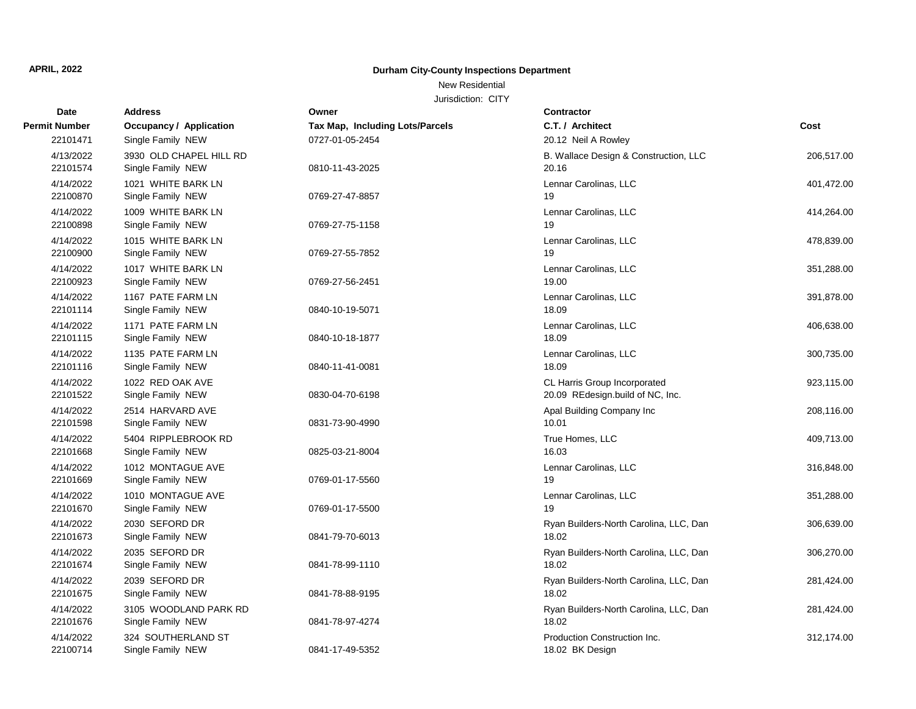**APRIL, 2022**

**Durham City-County Inspections Department**

New Residential

Jurisdiction: CITY

| Date / Permit Number | Address / Occupancy / Application | Owner / Tax Map, Including Lots/Parcels | Contractor / C.T. / Architect | Cost |
|---|---|---|---|---|
| 22101471 | Single Family NEW | 0727-01-05-2454 | 20.12 Neil A Rowley | |
| 4/13/2022 | 3930 OLD CHAPEL HILL RD | | B. Wallace Design & Construction, LLC | 206,517.00 |
| 22101574 | Single Family NEW | 0810-11-43-2025 | 20.16 | |
| 4/14/2022 | 1021 WHITE BARK LN | | Lennar Carolinas, LLC | 401,472.00 |
| 22100870 | Single Family NEW | 0769-27-47-8857 | 19 | |
| 4/14/2022 | 1009 WHITE BARK LN | | Lennar Carolinas, LLC | 414,264.00 |
| 22100898 | Single Family NEW | 0769-27-75-1158 | 19 | |
| 4/14/2022 | 1015 WHITE BARK LN | | Lennar Carolinas, LLC | 478,839.00 |
| 22100900 | Single Family NEW | 0769-27-55-7852 | 19 | |
| 4/14/2022 | 1017 WHITE BARK LN | | Lennar Carolinas, LLC | 351,288.00 |
| 22100923 | Single Family NEW | 0769-27-56-2451 | 19.00 | |
| 4/14/2022 | 1167 PATE FARM LN | | Lennar Carolinas, LLC | 391,878.00 |
| 22101114 | Single Family NEW | 0840-10-19-5071 | 18.09 | |
| 4/14/2022 | 1171 PATE FARM LN | | Lennar Carolinas, LLC | 406,638.00 |
| 22101115 | Single Family NEW | 0840-10-18-1877 | 18.09 | |
| 4/14/2022 | 1135 PATE FARM LN | | Lennar Carolinas, LLC | 300,735.00 |
| 22101116 | Single Family NEW | 0840-11-41-0081 | 18.09 | |
| 4/14/2022 | 1022 RED OAK AVE | | CL Harris Group Incorporated | 923,115.00 |
| 22101522 | Single Family NEW | 0830-04-70-6198 | 20.09 REdesign.build of NC, Inc. | |
| 4/14/2022 | 2514 HARVARD AVE | | Apal Building Company Inc | 208,116.00 |
| 22101598 | Single Family NEW | 0831-73-90-4990 | 10.01 | |
| 4/14/2022 | 5404 RIPPLEBROOK RD | | True Homes, LLC | 409,713.00 |
| 22101668 | Single Family NEW | 0825-03-21-8004 | 16.03 | |
| 4/14/2022 | 1012 MONTAGUE AVE | | Lennar Carolinas, LLC | 316,848.00 |
| 22101669 | Single Family NEW | 0769-01-17-5560 | 19 | |
| 4/14/2022 | 1010 MONTAGUE AVE | | Lennar Carolinas, LLC | 351,288.00 |
| 22101670 | Single Family NEW | 0769-01-17-5500 | 19 | |
| 4/14/2022 | 2030 SEFORD DR | | Ryan Builders-North Carolina, LLC, Dan | 306,639.00 |
| 22101673 | Single Family NEW | 0841-79-70-6013 | 18.02 | |
| 4/14/2022 | 2035 SEFORD DR | | Ryan Builders-North Carolina, LLC, Dan | 306,270.00 |
| 22101674 | Single Family NEW | 0841-78-99-1110 | 18.02 | |
| 4/14/2022 | 2039 SEFORD DR | | Ryan Builders-North Carolina, LLC, Dan | 281,424.00 |
| 22101675 | Single Family NEW | 0841-78-88-9195 | 18.02 | |
| 4/14/2022 | 3105 WOODLAND PARK RD | | Ryan Builders-North Carolina, LLC, Dan | 281,424.00 |
| 22101676 | Single Family NEW | 0841-78-97-4274 | 18.02 | |
| 4/14/2022 | 324 SOUTHERLAND ST | | Production Construction Inc. | 312,174.00 |
| 22100714 | Single Family NEW | 0841-17-49-5352 | 18.02 BK Design | |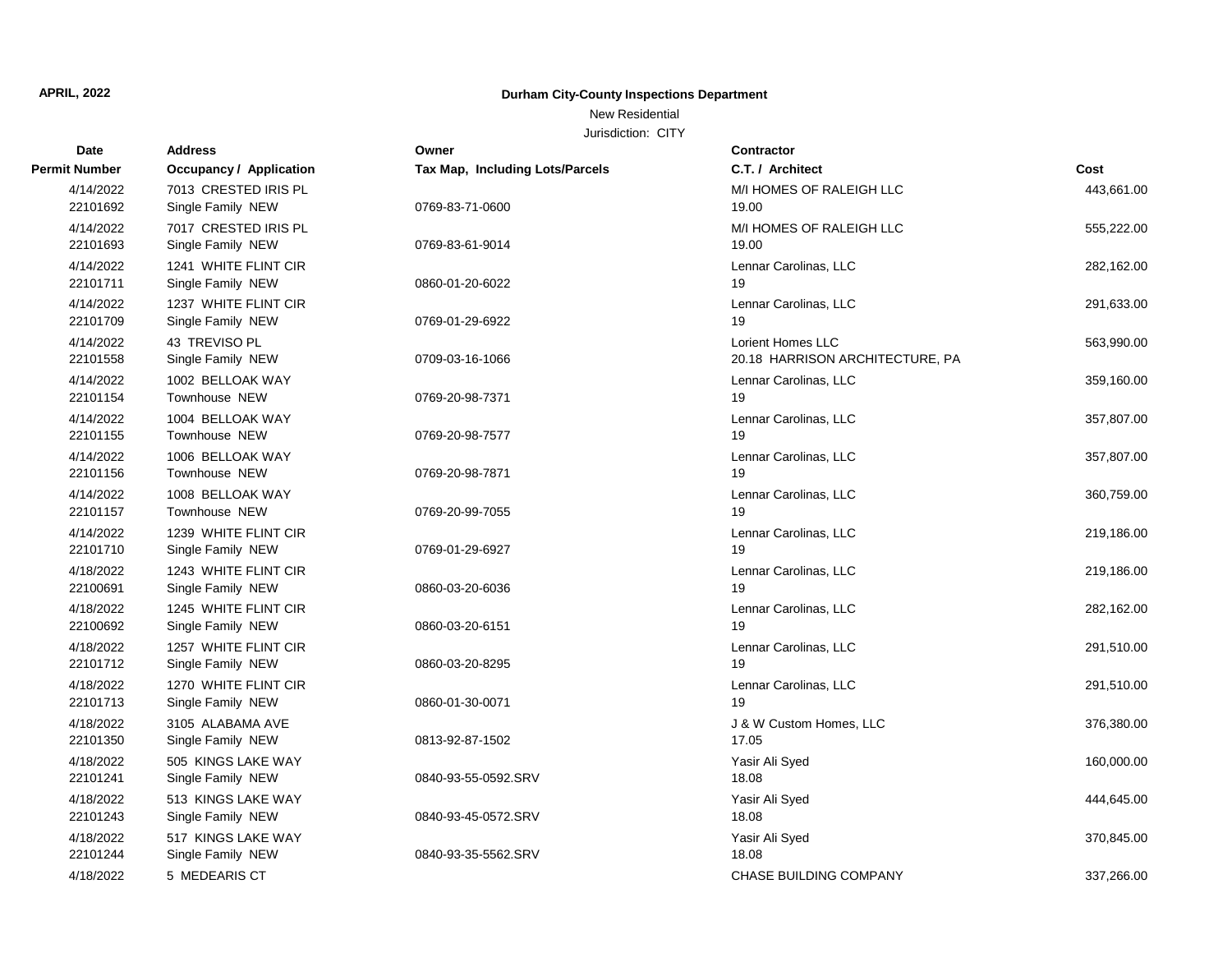**APRIL, 2022**

**Durham City-County Inspections Department**

New Residential

Jurisdiction: CITY

| Date / Permit Number | Address / Occupancy / Application | Owner / Tax Map, Including Lots/Parcels | Contractor / C.T. / Architect | Cost |
|---|---|---|---|---|
| 4/14/2022<br>22101692 | 7013 CRESTED IRIS PL<br>Single Family NEW | 0769-83-71-0600 | M/I HOMES OF RALEIGH LLC<br>19.00 | 443,661.00 |
| 4/14/2022<br>22101693 | 7017 CRESTED IRIS PL<br>Single Family NEW | 0769-83-61-9014 | M/I HOMES OF RALEIGH LLC<br>19.00 | 555,222.00 |
| 4/14/2022<br>22101711 | 1241 WHITE FLINT CIR<br>Single Family NEW | 0860-01-20-6022 | Lennar Carolinas, LLC<br>19 | 282,162.00 |
| 4/14/2022<br>22101709 | 1237 WHITE FLINT CIR<br>Single Family NEW | 0769-01-29-6922 | Lennar Carolinas, LLC<br>19 | 291,633.00 |
| 4/14/2022<br>22101558 | 43 TREVISO PL<br>Single Family NEW | 0709-03-16-1066 | Lorient Homes LLC<br>20.18 HARRISON ARCHITECTURE, PA | 563,990.00 |
| 4/14/2022<br>22101154 | 1002 BELLOAK WAY<br>Townhouse NEW | 0769-20-98-7371 | Lennar Carolinas, LLC<br>19 | 359,160.00 |
| 4/14/2022<br>22101155 | 1004 BELLOAK WAY<br>Townhouse NEW | 0769-20-98-7577 | Lennar Carolinas, LLC<br>19 | 357,807.00 |
| 4/14/2022<br>22101156 | 1006 BELLOAK WAY<br>Townhouse NEW | 0769-20-98-7871 | Lennar Carolinas, LLC<br>19 | 357,807.00 |
| 4/14/2022<br>22101157 | 1008 BELLOAK WAY<br>Townhouse NEW | 0769-20-99-7055 | Lennar Carolinas, LLC<br>19 | 360,759.00 |
| 4/14/2022<br>22101710 | 1239 WHITE FLINT CIR<br>Single Family NEW | 0769-01-29-6927 | Lennar Carolinas, LLC<br>19 | 219,186.00 |
| 4/18/2022<br>22100691 | 1243 WHITE FLINT CIR<br>Single Family NEW | 0860-03-20-6036 | Lennar Carolinas, LLC<br>19 | 219,186.00 |
| 4/18/2022<br>22100692 | 1245 WHITE FLINT CIR<br>Single Family NEW | 0860-03-20-6151 | Lennar Carolinas, LLC<br>19 | 282,162.00 |
| 4/18/2022<br>22101712 | 1257 WHITE FLINT CIR<br>Single Family NEW | 0860-03-20-8295 | Lennar Carolinas, LLC<br>19 | 291,510.00 |
| 4/18/2022<br>22101713 | 1270 WHITE FLINT CIR<br>Single Family NEW | 0860-01-30-0071 | Lennar Carolinas, LLC<br>19 | 291,510.00 |
| 4/18/2022<br>22101350 | 3105 ALABAMA AVE<br>Single Family NEW | 0813-92-87-1502 | J & W Custom Homes, LLC<br>17.05 | 376,380.00 |
| 4/18/2022<br>22101241 | 505 KINGS LAKE WAY<br>Single Family NEW | 0840-93-55-0592.SRV | Yasir Ali Syed<br>18.08 | 160,000.00 |
| 4/18/2022<br>22101243 | 513 KINGS LAKE WAY<br>Single Family NEW | 0840-93-45-0572.SRV | Yasir Ali Syed<br>18.08 | 444,645.00 |
| 4/18/2022<br>22101244 | 517 KINGS LAKE WAY<br>Single Family NEW | 0840-93-35-5562.SRV | Yasir Ali Syed<br>18.08 | 370,845.00 |
| 4/18/2022 | 5 MEDEARIS CT | | CHASE BUILDING COMPANY | 337,266.00 |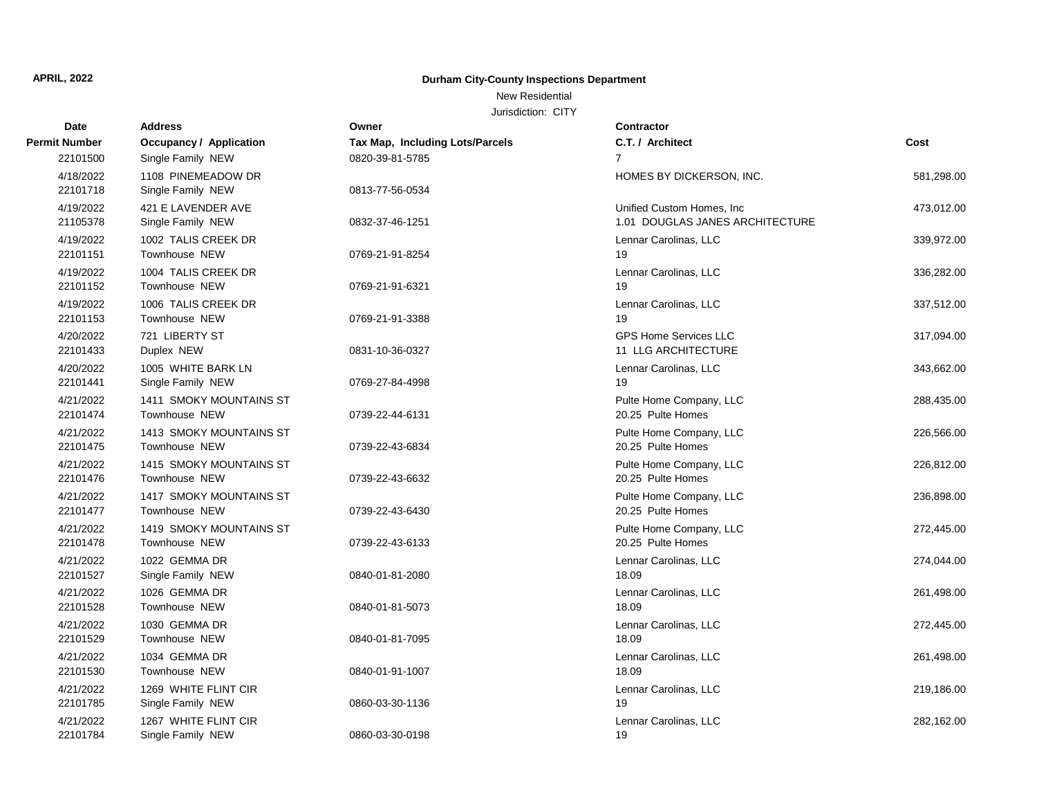**APRIL, 2022**

**Durham City-County Inspections Department**

New Residential

Jurisdiction: CITY

| Date / Permit Number | Address / Occupancy / Application | Owner / Tax Map, Including Lots/Parcels | Contractor / C.T. / Architect | Cost |
|---|---|---|---|---|
| 22101500 | Single Family NEW | 0820-39-81-5785 | 7 | |
| 4/18/2022 | 1108 PINEMEADOW DR | | HOMES BY DICKERSON, INC. | 581,298.00 |
| 22101718 | Single Family NEW | 0813-77-56-0534 | | |
| 4/19/2022 | 421 E LAVENDER AVE | | Unified Custom Homes, Inc | 473,012.00 |
| 21105378 | Single Family NEW | 0832-37-46-1251 | 1.01 DOUGLAS JANES ARCHITECTURE | |
| 4/19/2022 | 1002 TALIS CREEK DR | | Lennar Carolinas, LLC | 339,972.00 |
| 22101151 | Townhouse NEW | 0769-21-91-8254 | 19 | |
| 4/19/2022 | 1004 TALIS CREEK DR | | Lennar Carolinas, LLC | 336,282.00 |
| 22101152 | Townhouse NEW | 0769-21-91-6321 | 19 | |
| 4/19/2022 | 1006 TALIS CREEK DR | | Lennar Carolinas, LLC | 337,512.00 |
| 22101153 | Townhouse NEW | 0769-21-91-3388 | 19 | |
| 4/20/2022 | 721 LIBERTY ST | | GPS Home Services LLC | 317,094.00 |
| 22101433 | Duplex NEW | 0831-10-36-0327 | 11 LLG ARCHITECTURE | |
| 4/20/2022 | 1005 WHITE BARK LN | | Lennar Carolinas, LLC | 343,662.00 |
| 22101441 | Single Family NEW | 0769-27-84-4998 | 19 | |
| 4/21/2022 | 1411 SMOKY MOUNTAINS ST | | Pulte Home Company, LLC | 288,435.00 |
| 22101474 | Townhouse NEW | 0739-22-44-6131 | 20.25 Pulte Homes | |
| 4/21/2022 | 1413 SMOKY MOUNTAINS ST | | Pulte Home Company, LLC | 226,566.00 |
| 22101475 | Townhouse NEW | 0739-22-43-6834 | 20.25 Pulte Homes | |
| 4/21/2022 | 1415 SMOKY MOUNTAINS ST | | Pulte Home Company, LLC | 226,812.00 |
| 22101476 | Townhouse NEW | 0739-22-43-6632 | 20.25 Pulte Homes | |
| 4/21/2022 | 1417 SMOKY MOUNTAINS ST | | Pulte Home Company, LLC | 236,898.00 |
| 22101477 | Townhouse NEW | 0739-22-43-6430 | 20.25 Pulte Homes | |
| 4/21/2022 | 1419 SMOKY MOUNTAINS ST | | Pulte Home Company, LLC | 272,445.00 |
| 22101478 | Townhouse NEW | 0739-22-43-6133 | 20.25 Pulte Homes | |
| 4/21/2022 | 1022 GEMMA DR | | Lennar Carolinas, LLC | 274,044.00 |
| 22101527 | Single Family NEW | 0840-01-81-2080 | 18.09 | |
| 4/21/2022 | 1026 GEMMA DR | | Lennar Carolinas, LLC | 261,498.00 |
| 22101528 | Townhouse NEW | 0840-01-81-5073 | 18.09 | |
| 4/21/2022 | 1030 GEMMA DR | | Lennar Carolinas, LLC | 272,445.00 |
| 22101529 | Townhouse NEW | 0840-01-81-7095 | 18.09 | |
| 4/21/2022 | 1034 GEMMA DR | | Lennar Carolinas, LLC | 261,498.00 |
| 22101530 | Townhouse NEW | 0840-01-91-1007 | 18.09 | |
| 4/21/2022 | 1269 WHITE FLINT CIR | | Lennar Carolinas, LLC | 219,186.00 |
| 22101785 | Single Family NEW | 0860-03-30-1136 | 19 | |
| 4/21/2022 | 1267 WHITE FLINT CIR | | Lennar Carolinas, LLC | 282,162.00 |
| 22101784 | Single Family NEW | 0860-03-30-0198 | 19 | |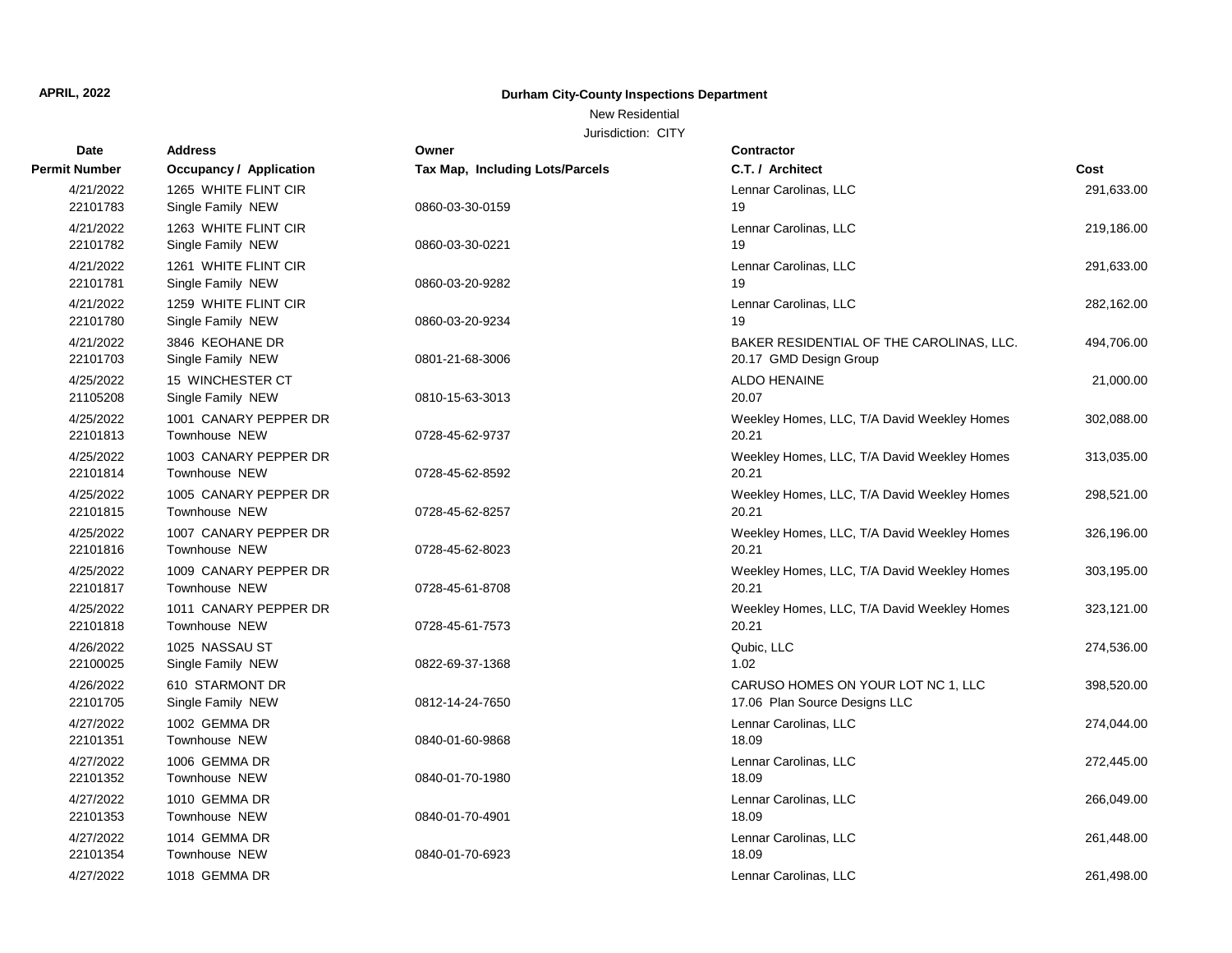**APRIL, 2022**

**Durham City-County Inspections Department**

New Residential

Jurisdiction: CITY

| Date<br>Permit Number | Address<br>Occupancy / Application | Owner<br>Tax Map, Including Lots/Parcels | Contractor<br>C.T. / Architect | Cost |
|---|---|---|---|---|
| 4/21/2022<br>22101783 | 1265 WHITE FLINT CIR<br>Single Family NEW | 0860-03-30-0159 | Lennar Carolinas, LLC<br>19 | 291,633.00 |
| 4/21/2022<br>22101782 | 1263 WHITE FLINT CIR<br>Single Family NEW | 0860-03-30-0221 | Lennar Carolinas, LLC<br>19 | 219,186.00 |
| 4/21/2022<br>22101781 | 1261 WHITE FLINT CIR<br>Single Family NEW | 0860-03-20-9282 | Lennar Carolinas, LLC<br>19 | 291,633.00 |
| 4/21/2022<br>22101780 | 1259 WHITE FLINT CIR<br>Single Family NEW | 0860-03-20-9234 | Lennar Carolinas, LLC<br>19 | 282,162.00 |
| 4/21/2022<br>22101703 | 3846 KEOHANE DR<br>Single Family NEW | 0801-21-68-3006 | BAKER RESIDENTIAL OF THE CAROLINAS, LLC.<br>20.17 GMD Design Group | 494,706.00 |
| 4/25/2022<br>21105208 | 15 WINCHESTER CT<br>Single Family NEW | 0810-15-63-3013 | ALDO HENAINE<br>20.07 | 21,000.00 |
| 4/25/2022<br>22101813 | 1001 CANARY PEPPER DR<br>Townhouse NEW | 0728-45-62-9737 | Weekley Homes, LLC, T/A David Weekley Homes<br>20.21 | 302,088.00 |
| 4/25/2022<br>22101814 | 1003 CANARY PEPPER DR<br>Townhouse NEW | 0728-45-62-8592 | Weekley Homes, LLC, T/A David Weekley Homes<br>20.21 | 313,035.00 |
| 4/25/2022<br>22101815 | 1005 CANARY PEPPER DR<br>Townhouse NEW | 0728-45-62-8257 | Weekley Homes, LLC, T/A David Weekley Homes<br>20.21 | 298,521.00 |
| 4/25/2022<br>22101816 | 1007 CANARY PEPPER DR<br>Townhouse NEW | 0728-45-62-8023 | Weekley Homes, LLC, T/A David Weekley Homes<br>20.21 | 326,196.00 |
| 4/25/2022<br>22101817 | 1009 CANARY PEPPER DR<br>Townhouse NEW | 0728-45-61-8708 | Weekley Homes, LLC, T/A David Weekley Homes<br>20.21 | 303,195.00 |
| 4/25/2022<br>22101818 | 1011 CANARY PEPPER DR<br>Townhouse NEW | 0728-45-61-7573 | Weekley Homes, LLC, T/A David Weekley Homes<br>20.21 | 323,121.00 |
| 4/26/2022<br>22100025 | 1025 NASSAU ST<br>Single Family NEW | 0822-69-37-1368 | Qubic, LLC<br>1.02 | 274,536.00 |
| 4/26/2022<br>22101705 | 610 STARMONT DR<br>Single Family NEW | 0812-14-24-7650 | CARUSO HOMES ON YOUR LOT NC 1, LLC<br>17.06 Plan Source Designs LLC | 398,520.00 |
| 4/27/2022<br>22101351 | 1002 GEMMA DR<br>Townhouse NEW | 0840-01-60-9868 | Lennar Carolinas, LLC<br>18.09 | 274,044.00 |
| 4/27/2022<br>22101352 | 1006 GEMMA DR<br>Townhouse NEW | 0840-01-70-1980 | Lennar Carolinas, LLC<br>18.09 | 272,445.00 |
| 4/27/2022<br>22101353 | 1010 GEMMA DR<br>Townhouse NEW | 0840-01-70-4901 | Lennar Carolinas, LLC<br>18.09 | 266,049.00 |
| 4/27/2022<br>22101354 | 1014 GEMMA DR<br>Townhouse NEW | 0840-01-70-6923 | Lennar Carolinas, LLC<br>18.09 | 261,448.00 |
| 4/27/2022 | 1018 GEMMA DR | | Lennar Carolinas, LLC | 261,498.00 |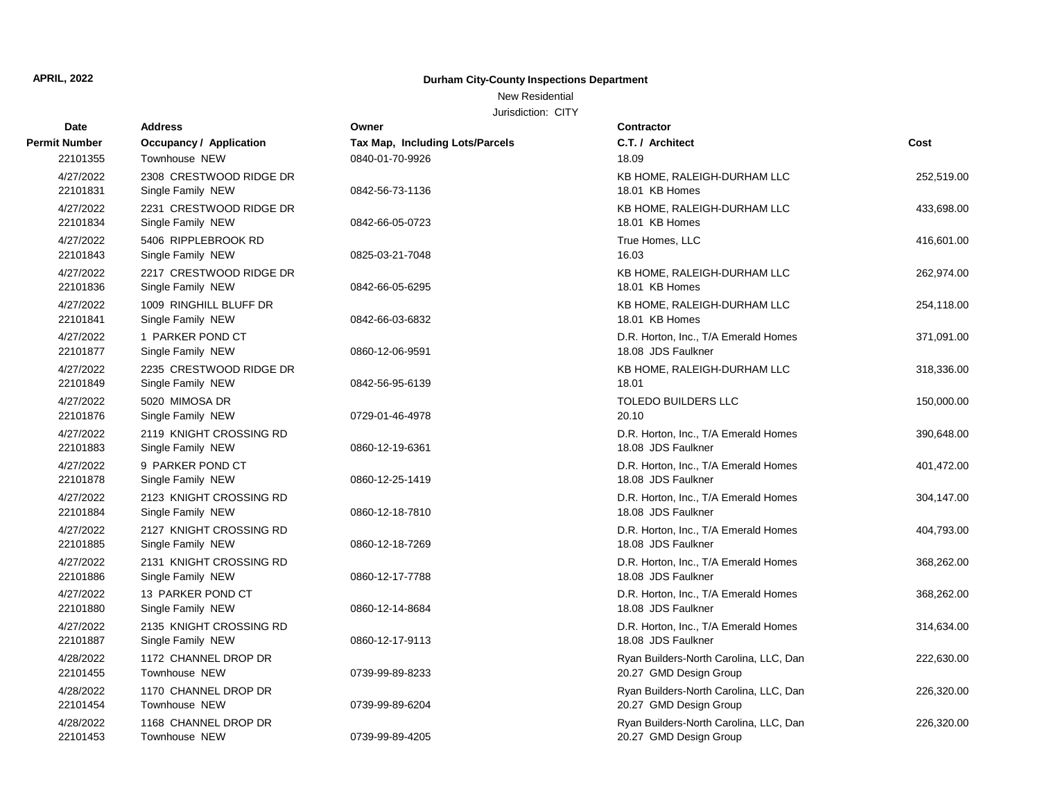**APRIL, 2022**

**Durham City-County Inspections Department**

New Residential

Jurisdiction: CITY

| Date<br>Permit Number | Address<br>Occupancy / Application | Owner<br>Tax Map, Including Lots/Parcels | Contractor<br>C.T. / Architect | Cost |
|---|---|---|---|---|
| 22101355 | Townhouse NEW | 0840-01-70-9926 | 18.09 | |
| 4/27/2022<br>22101831 | 2308 CRESTWOOD RIDGE DR<br>Single Family NEW | 0842-56-73-1136 | KB HOME, RALEIGH-DURHAM LLC<br>18.01 KB Homes | 252,519.00 |
| 4/27/2022<br>22101834 | 2231 CRESTWOOD RIDGE DR<br>Single Family NEW | 0842-66-05-0723 | KB HOME, RALEIGH-DURHAM LLC<br>18.01 KB Homes | 433,698.00 |
| 4/27/2022<br>22101843 | 5406 RIPPLEBROOK RD<br>Single Family NEW | 0825-03-21-7048 | True Homes, LLC<br>16.03 | 416,601.00 |
| 4/27/2022<br>22101836 | 2217 CRESTWOOD RIDGE DR<br>Single Family NEW | 0842-66-05-6295 | KB HOME, RALEIGH-DURHAM LLC<br>18.01 KB Homes | 262,974.00 |
| 4/27/2022<br>22101841 | 1009 RINGHILL BLUFF DR<br>Single Family NEW | 0842-66-03-6832 | KB HOME, RALEIGH-DURHAM LLC<br>18.01 KB Homes | 254,118.00 |
| 4/27/2022<br>22101877 | 1 PARKER POND CT<br>Single Family NEW | 0860-12-06-9591 | D.R. Horton, Inc., T/A Emerald Homes<br>18.08 JDS Faulkner | 371,091.00 |
| 4/27/2022<br>22101849 | 2235 CRESTWOOD RIDGE DR<br>Single Family NEW | 0842-56-95-6139 | KB HOME, RALEIGH-DURHAM LLC<br>18.01 | 318,336.00 |
| 4/27/2022<br>22101876 | 5020 MIMOSA DR<br>Single Family NEW | 0729-01-46-4978 | TOLEDO BUILDERS LLC<br>20.10 | 150,000.00 |
| 4/27/2022<br>22101883 | 2119 KNIGHT CROSSING RD<br>Single Family NEW | 0860-12-19-6361 | D.R. Horton, Inc., T/A Emerald Homes<br>18.08 JDS Faulkner | 390,648.00 |
| 4/27/2022<br>22101878 | 9 PARKER POND CT<br>Single Family NEW | 0860-12-25-1419 | D.R. Horton, Inc., T/A Emerald Homes<br>18.08 JDS Faulkner | 401,472.00 |
| 4/27/2022<br>22101884 | 2123 KNIGHT CROSSING RD<br>Single Family NEW | 0860-12-18-7810 | D.R. Horton, Inc., T/A Emerald Homes<br>18.08 JDS Faulkner | 304,147.00 |
| 4/27/2022<br>22101885 | 2127 KNIGHT CROSSING RD<br>Single Family NEW | 0860-12-18-7269 | D.R. Horton, Inc., T/A Emerald Homes<br>18.08 JDS Faulkner | 404,793.00 |
| 4/27/2022<br>22101886 | 2131 KNIGHT CROSSING RD<br>Single Family NEW | 0860-12-17-7788 | D.R. Horton, Inc., T/A Emerald Homes<br>18.08 JDS Faulkner | 368,262.00 |
| 4/27/2022<br>22101880 | 13 PARKER POND CT<br>Single Family NEW | 0860-12-14-8684 | D.R. Horton, Inc., T/A Emerald Homes<br>18.08 JDS Faulkner | 368,262.00 |
| 4/27/2022<br>22101887 | 2135 KNIGHT CROSSING RD<br>Single Family NEW | 0860-12-17-9113 | D.R. Horton, Inc., T/A Emerald Homes<br>18.08 JDS Faulkner | 314,634.00 |
| 4/28/2022<br>22101455 | 1172 CHANNEL DROP DR<br>Townhouse NEW | 0739-99-89-8233 | Ryan Builders-North Carolina, LLC, Dan<br>20.27 GMD Design Group | 222,630.00 |
| 4/28/2022<br>22101454 | 1170 CHANNEL DROP DR<br>Townhouse NEW | 0739-99-89-6204 | Ryan Builders-North Carolina, LLC, Dan<br>20.27 GMD Design Group | 226,320.00 |
| 4/28/2022<br>22101453 | 1168 CHANNEL DROP DR<br>Townhouse NEW | 0739-99-89-4205 | Ryan Builders-North Carolina, LLC, Dan<br>20.27 GMD Design Group | 226,320.00 |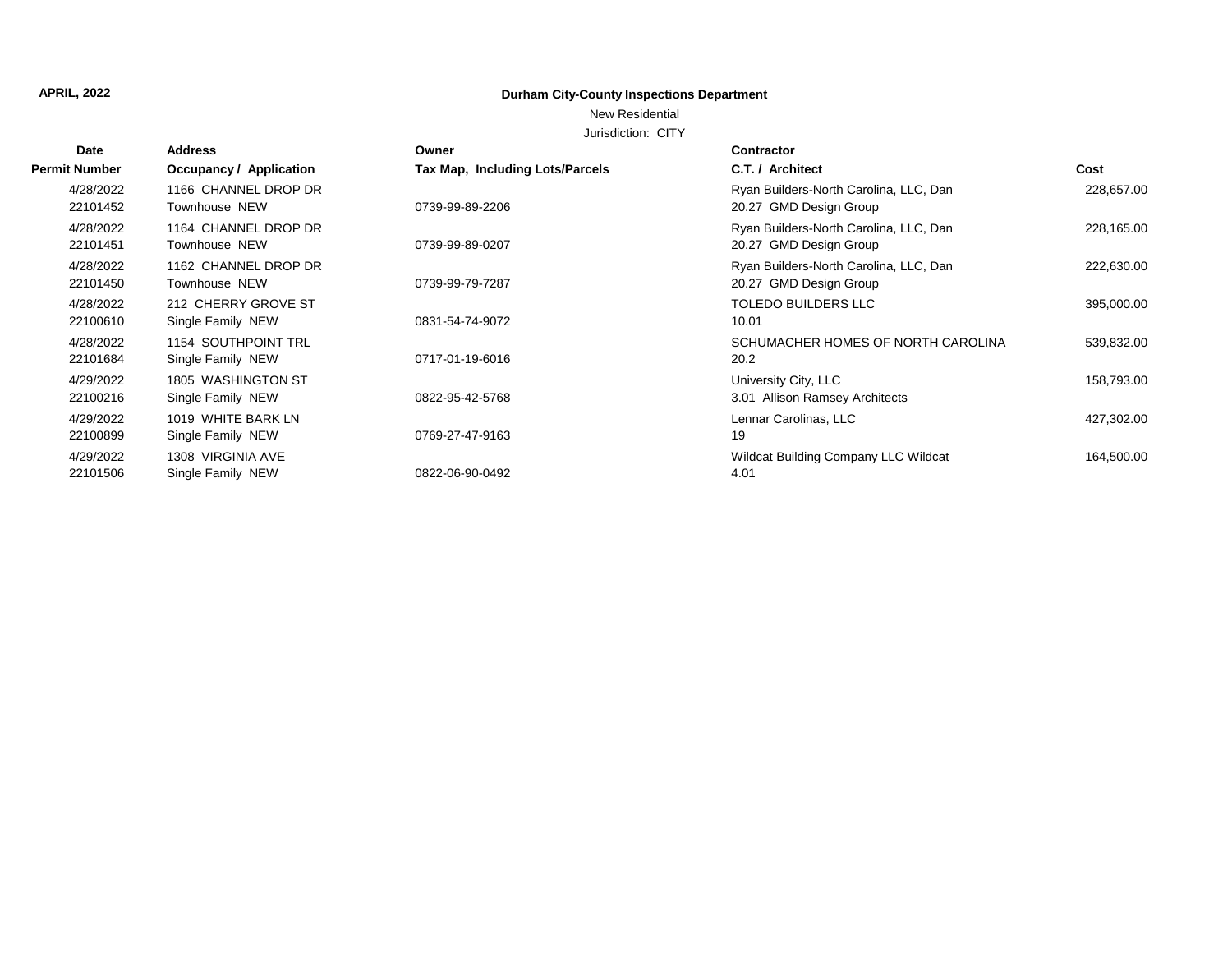**APRIL, 2022**

**Durham City-County Inspections Department**

New Residential

Jurisdiction: CITY

| Date<br>Permit Number | Address<br>Occupancy / Application | Owner<br>Tax Map, Including Lots/Parcels | Contractor<br>C.T. / Architect | Cost |
|---|---|---|---|---|
| 4/28/2022<br>22101452 | 1166 CHANNEL DROP DR<br>Townhouse NEW | 0739-99-89-2206 | Ryan Builders-North Carolina, LLC, Dan<br>20.27 GMD Design Group | 228,657.00 |
| 4/28/2022<br>22101451 | 1164 CHANNEL DROP DR<br>Townhouse NEW | 0739-99-89-0207 | Ryan Builders-North Carolina, LLC, Dan<br>20.27 GMD Design Group | 228,165.00 |
| 4/28/2022<br>22101450 | 1162 CHANNEL DROP DR<br>Townhouse NEW | 0739-99-79-7287 | Ryan Builders-North Carolina, LLC, Dan<br>20.27 GMD Design Group | 222,630.00 |
| 4/28/2022<br>22100610 | 212 CHERRY GROVE ST<br>Single Family NEW | 0831-54-74-9072 | TOLEDO BUILDERS LLC<br>10.01 | 395,000.00 |
| 4/28/2022<br>22101684 | 1154 SOUTHPOINT TRL<br>Single Family NEW | 0717-01-19-6016 | SCHUMACHER HOMES OF NORTH CAROLINA<br>20.2 | 539,832.00 |
| 4/29/2022<br>22100216 | 1805 WASHINGTON ST<br>Single Family NEW | 0822-95-42-5768 | University City, LLC<br>3.01 Allison Ramsey Architects | 158,793.00 |
| 4/29/2022<br>22100899 | 1019 WHITE BARK LN<br>Single Family NEW | 0769-27-47-9163 | Lennar Carolinas, LLC<br>19 | 427,302.00 |
| 4/29/2022<br>22101506 | 1308 VIRGINIA AVE<br>Single Family NEW | 0822-06-90-0492 | Wildcat Building Company LLC Wildcat<br>4.01 | 164,500.00 |